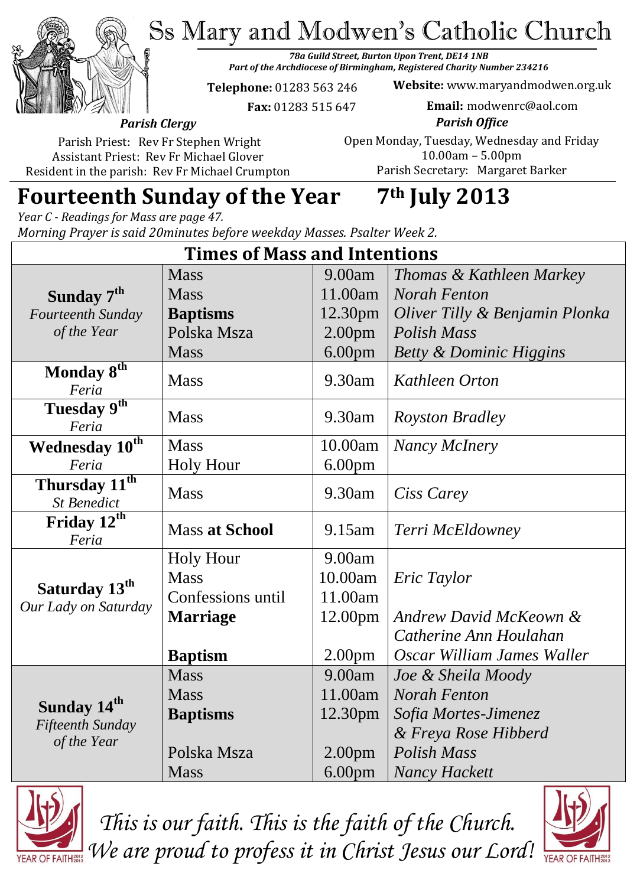# Ss Mary and Modwen's Catholic Church

***78a Guild Street, Burton Upon Trent, DE14 1NB***
***Part of the Archdiocese of Birmingham, Registered Charity Number 234216***

**Telephone:** 01283 563 246
**Fax:** 01283 515 647
**Website:** www.maryandmodwen.org.uk
**Email:** modwenrc@aol.com

***Parish Clergy***

Parish Priest: Rev Fr Stephen Wright
Assistant Priest: Rev Fr Michael Glover
Resident in the parish: Rev Fr Michael Crumpton

***Parish Office***

Open Monday, Tuesday, Wednesday and Friday
10.00am – 5.00pm
Parish Secretary: Margaret Barker

## Fourteenth Sunday of the Year 7th July 2013

*Year C - Readings for Mass are page 47.*
*Morning Prayer is said 20minutes before weekday Masses. Psalter Week 2.*

| Times of Mass and Intentions | | | |
|---|---|---|---|
| **Sunday 7th** *Fourteenth Sunday of the Year* | Mass | 9.00am | *Thomas & Kathleen Markey* |
| | Mass | 11.00am | *Norah Fenton* |
| | **Baptisms** | 12.30pm | *Oliver Tilly & Benjamin Plonka* |
| | Polska Msza | 2.00pm | *Polish Mass* |
| | Mass | 6.00pm | *Betty & Dominic Higgins* |
| **Monday 8th** *Feria* | Mass | 9.30am | *Kathleen Orton* |
| **Tuesday 9th** *Feria* | Mass | 9.30am | *Royston Bradley* |
| **Wednesday 10th** *Feria* | Mass | 10.00am | *Nancy McInery* |
| | Holy Hour | 6.00pm | |
| **Thursday 11th** *St Benedict* | Mass | 9.30am | *Ciss Carey* |
| **Friday 12th** *Feria* | Mass **at School** | 9.15am | *Terri McEldowney* |
| **Saturday 13th** *Our Lady on Saturday* | Holy Hour | 9.00am | |
| | Mass | 10.00am | *Eric Taylor* |
| | Confessions until | 11.00am | |
| | **Marriage** | 12.00pm | *Andrew David McKeown & Catherine Ann Houlahan* |
| | **Baptism** | 2.00pm | *Oscar William James Waller* |
| **Sunday 14th** *Fifteenth Sunday of the Year* | Mass | 9.00am | *Joe & Sheila Moody* |
| | Mass | 11.00am | *Norah Fenton* |
| | **Baptisms** | 12.30pm | *Sofia Mortes-Jimenez & Freya Rose Hibberd* |
| | Polska Msza | 2.00pm | *Polish Mass* |
| | Mass | 6.00pm | *Nancy Hackett* |

*This is our faith. This is the faith of the Church. We are proud to profess it in Christ Jesus our Lord!*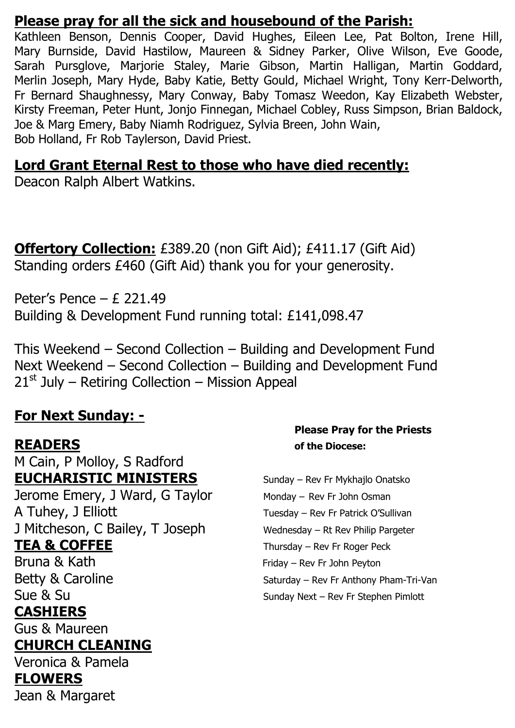**Please pray for all the sick and housebound of the Parish:**

Kathleen Benson, Dennis Cooper, David Hughes, Eileen Lee, Pat Bolton, Irene Hill, Mary Burnside, David Hastilow, Maureen & Sidney Parker, Olive Wilson, Eve Goode, Sarah Pursglove, Marjorie Staley, Marie Gibson, Martin Halligan, Martin Goddard, Merlin Joseph, Mary Hyde, Baby Katie, Betty Gould, Michael Wright, Tony Kerr-Delworth, Fr Bernard Shaughnessy, Mary Conway, Baby Tomasz Weedon, Kay Elizabeth Webster, Kirsty Freeman, Peter Hunt, Jonjo Finnegan, Michael Cobley, Russ Simpson, Brian Baldock, Joe & Marg Emery, Baby Niamh Rodriguez, Sylvia Breen, John Wain,
Bob Holland, Fr Rob Taylerson, David Priest.

**Lord Grant Eternal Rest to those who have died recently:**

Deacon Ralph Albert Watkins.

**Offertory Collection:** £389.20 (non Gift Aid); £411.17 (Gift Aid)
Standing orders £460 (Gift Aid) thank you for your generosity.

Peter's Pence – £ 221.49
Building & Development Fund running total: £141,098.47

This Weekend – Second Collection – Building and Development Fund
Next Weekend – Second Collection – Building and Development Fund
21st July – Retiring Collection – Mission Appeal

**For Next Sunday: -**

**READERS**

M Cain, P Molloy, S Radford

**EUCHARISTIC MINISTERS**

Jerome Emery, J Ward, G Taylor
A Tuhey, J Elliott
J Mitcheson, C Bailey, T Joseph

**TEA & COFFEE**

Bruna & Kath
Betty & Caroline
Sue & Su

**CASHIERS**

Gus & Maureen

**CHURCH CLEANING**

Veronica & Pamela

**FLOWERS**

Jean & Margaret

**Please Pray for the Priests of the Diocese:**

Sunday – Rev Fr Mykhajlo Onatsko
Monday – Rev Fr John Osman
Tuesday – Rev Fr Patrick O'Sullivan
Wednesday – Rt Rev Philip Pargeter
Thursday – Rev Fr Roger Peck
Friday – Rev Fr John Peyton
Saturday – Rev Fr Anthony Pham-Tri-Van
Sunday Next – Rev Fr Stephen Pimlott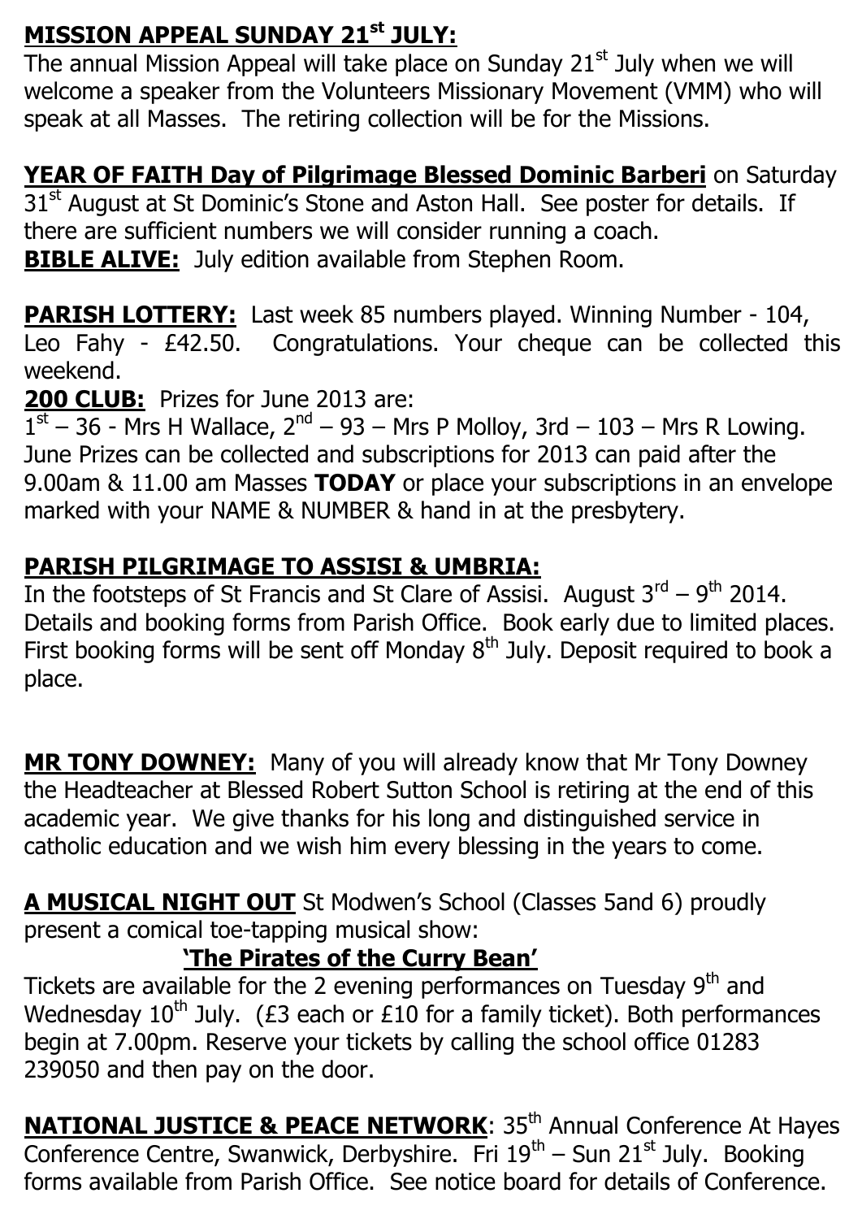**MISSION APPEAL SUNDAY 21st JULY:**
The annual Mission Appeal will take place on Sunday 21st July when we will welcome a speaker from the Volunteers Missionary Movement (VMM) who will speak at all Masses. The retiring collection will be for the Missions.

**YEAR OF FAITH Day of Pilgrimage Blessed Dominic Barberi** on Saturday 31st August at St Dominic's Stone and Aston Hall. See poster for details. If there are sufficient numbers we will consider running a coach.

**BIBLE ALIVE:** July edition available from Stephen Room.

**PARISH LOTTERY:** Last week 85 numbers played. Winning Number - 104, Leo Fahy - £42.50. Congratulations. Your cheque can be collected this weekend.

**200 CLUB:** Prizes for June 2013 are:
1st – 36 - Mrs H Wallace, 2nd – 93 – Mrs P Molloy, 3rd – 103 – Mrs R Lowing. June Prizes can be collected and subscriptions for 2013 can paid after the 9.00am & 11.00 am Masses **TODAY** or place your subscriptions in an envelope marked with your NAME & NUMBER & hand in at the presbytery.

**PARISH PILGRIMAGE TO ASSISI & UMBRIA:**
In the footsteps of St Francis and St Clare of Assisi. August 3rd – 9th 2014. Details and booking forms from Parish Office. Book early due to limited places. First booking forms will be sent off Monday 8th July. Deposit required to book a place.

**MR TONY DOWNEY:** Many of you will already know that Mr Tony Downey the Headteacher at Blessed Robert Sutton School is retiring at the end of this academic year. We give thanks for his long and distinguished service in catholic education and we wish him every blessing in the years to come.

**A MUSICAL NIGHT OUT** St Modwen's School (Classes 5and 6) proudly present a comical toe-tapping musical show:

**'The Pirates of the Curry Bean'**

Tickets are available for the 2 evening performances on Tuesday 9th and Wednesday 10th July. (£3 each or £10 for a family ticket). Both performances begin at 7.00pm. Reserve your tickets by calling the school office 01283 239050 and then pay on the door.

**NATIONAL JUSTICE & PEACE NETWORK**: 35th Annual Conference At Hayes Conference Centre, Swanwick, Derbyshire. Fri 19th – Sun 21st July. Booking forms available from Parish Office. See notice board for details of Conference.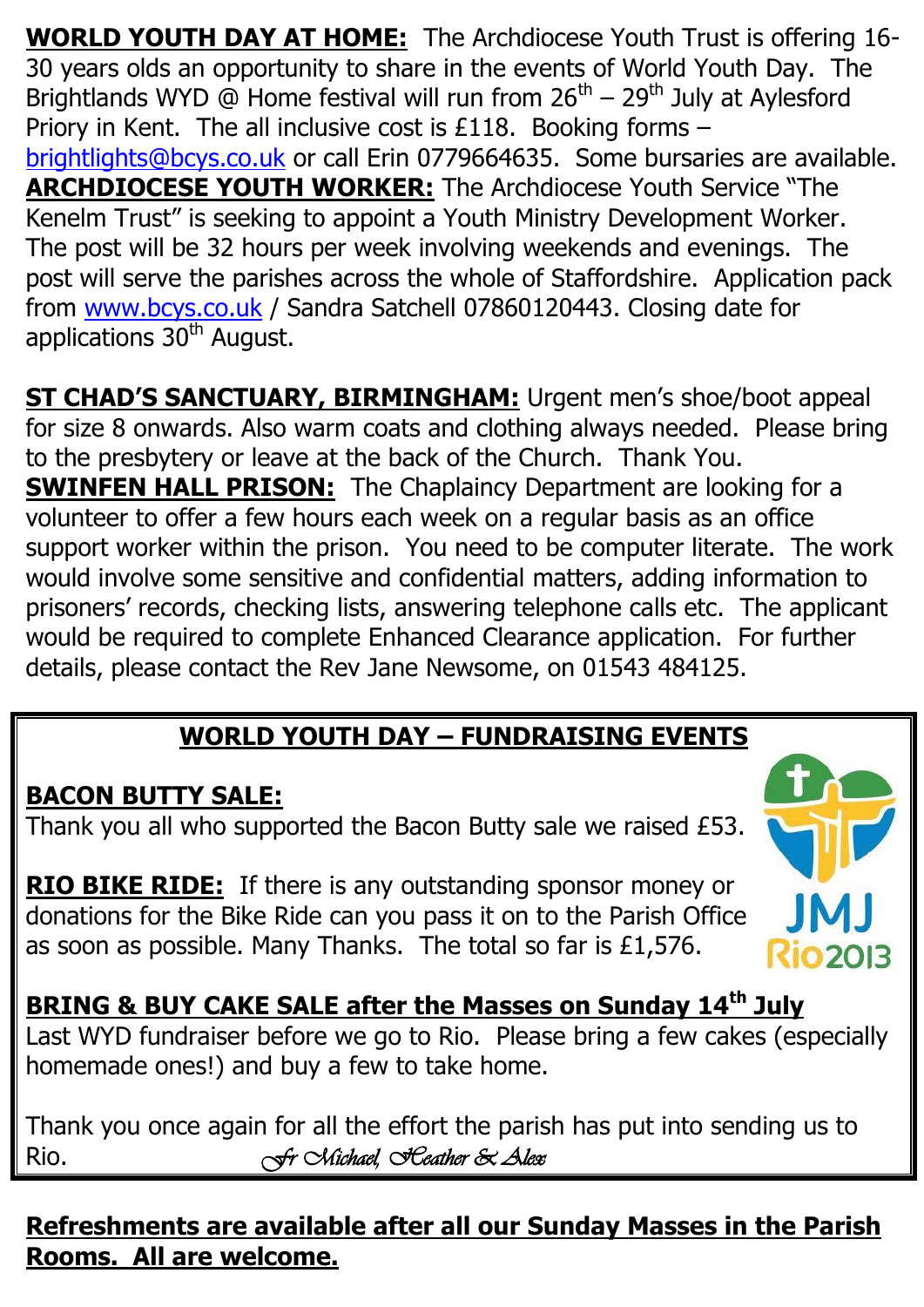**WORLD YOUTH DAY AT HOME:** The Archdiocese Youth Trust is offering 16-30 years olds an opportunity to share in the events of World Youth Day. The Brightlands WYD @ Home festival will run from 26th – 29th July at Aylesford Priory in Kent. The all inclusive cost is £118. Booking forms – brightlights@bcys.co.uk or call Erin 0779664635. Some bursaries are available.

**ARCHDIOCESE YOUTH WORKER:** The Archdiocese Youth Service "The Kenelm Trust" is seeking to appoint a Youth Ministry Development Worker. The post will be 32 hours per week involving weekends and evenings. The post will serve the parishes across the whole of Staffordshire. Application pack from www.bcys.co.uk / Sandra Satchell 07860120443. Closing date for applications 30th August.

**ST CHAD'S SANCTUARY, BIRMINGHAM:** Urgent men's shoe/boot appeal for size 8 onwards. Also warm coats and clothing always needed. Please bring to the presbytery or leave at the back of the Church. Thank You.

**SWINFEN HALL PRISON:** The Chaplaincy Department are looking for a volunteer to offer a few hours each week on a regular basis as an office support worker within the prison. You need to be computer literate. The work would involve some sensitive and confidential matters, adding information to prisoners' records, checking lists, answering telephone calls etc. The applicant would be required to complete Enhanced Clearance application. For further details, please contact the Rev Jane Newsome, on 01543 484125.

## WORLD YOUTH DAY – FUNDRAISING EVENTS

**BACON BUTTY SALE:**
Thank you all who supported the Bacon Butty sale we raised £53.

**RIO BIKE RIDE:** If there is any outstanding sponsor money or donations for the Bike Ride can you pass it on to the Parish Office as soon as possible. Many Thanks. The total so far is £1,576.

JMJ Rio2013

**BRING & BUY CAKE SALE after the Masses on Sunday 14th July**
Last WYD fundraiser before we go to Rio. Please bring a few cakes (especially homemade ones!) and buy a few to take home.

Thank you once again for all the effort the parish has put into sending us to Rio. *Fr Michael, Heather & Alex*

**Refreshments are available after all our Sunday Masses in the Parish Rooms. All are welcome.**